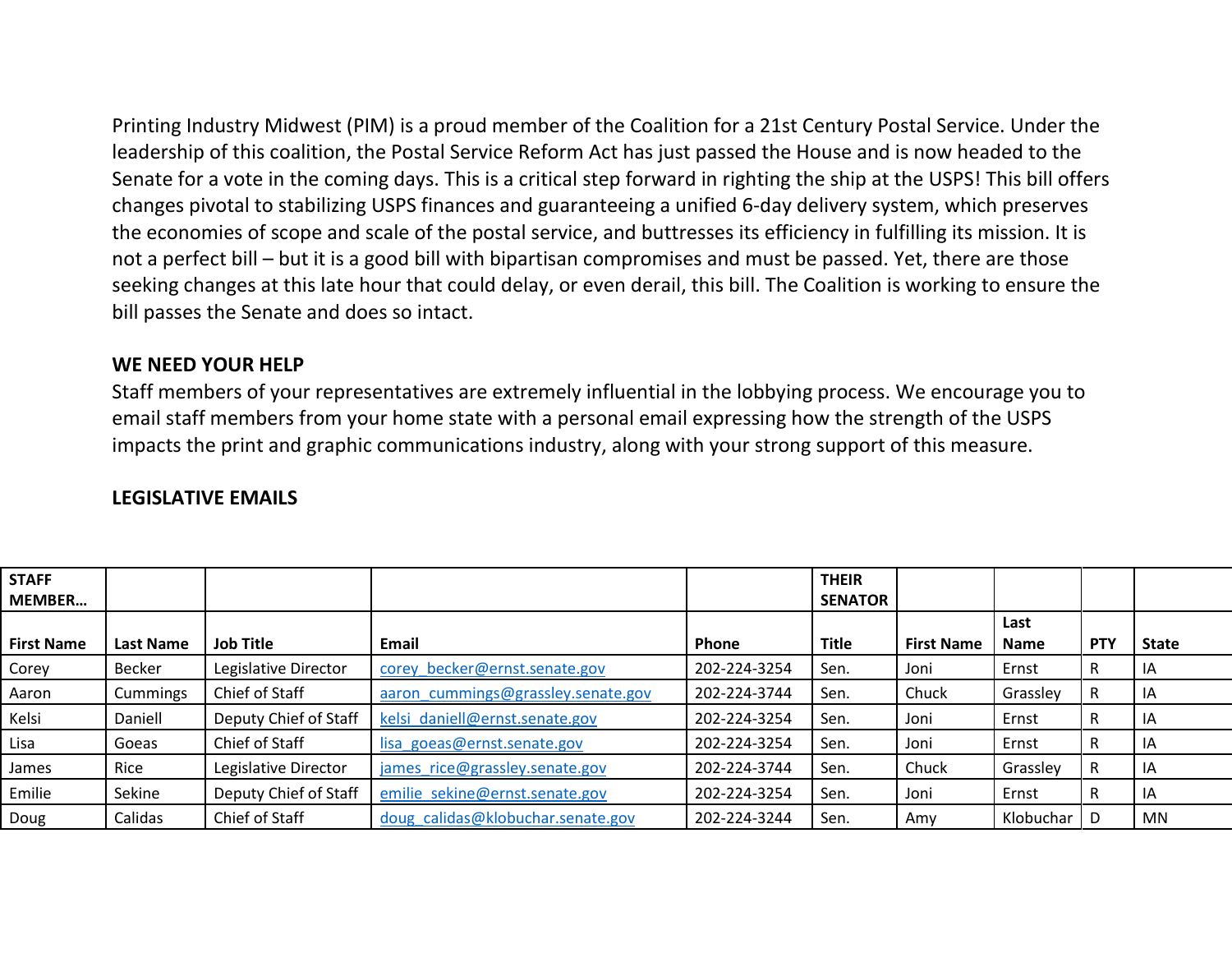Printing Industry Midwest (PIM) is a proud member of the Coalition for a 21st Century Postal Service. Under the leadership of this coalition, the Postal Service Reform Act has just passed the House and is now headed to the Senate for a vote in the coming days. This is a critical step forward in righting the ship at the USPS! This bill offers changes pivotal to stabilizing USPS finances and guaranteeing a unified 6-day delivery system, which preserves the economies of scope and scale of the postal service, and buttresses its efficiency in fulfilling its mission. It is not a perfect bill – but it is a good bill with bipartisan compromises and must be passed. Yet, there are those seeking changes at this late hour that could delay, or even derail, this bill. The Coalition is working to ensure the bill passes the Senate and does so intact.

**WE NEED YOUR HELP**

Staff members of your representatives are extremely influential in the lobbying process. We encourage you to email staff members from your home state with a personal email expressing how the strength of the USPS impacts the print and graphic communications industry, along with your strong support of this measure.

**LEGISLATIVE EMAILS**

| **STAFF MEMBER…** | | | | | **THEIR SENATOR** | | | | |
|---|---|---|---|---|---|---|---|---|---|
| **First Name** | **Last Name** | **Job Title** | **Email** | **Phone** | **Title** | **First Name** | **Last Name** | **PTY** | **State** |
| Corey | Becker | Legislative Director | corey_becker@ernst.senate.gov | 202-224-3254 | Sen. | Joni | Ernst | R | IA |
| Aaron | Cummings | Chief of Staff | aaron_cummings@grassley.senate.gov | 202-224-3744 | Sen. | Chuck | Grassley | R | IA |
| Kelsi | Daniell | Deputy Chief of Staff | kelsi_daniell@ernst.senate.gov | 202-224-3254 | Sen. | Joni | Ernst | R | IA |
| Lisa | Goeas | Chief of Staff | lisa_goeas@ernst.senate.gov | 202-224-3254 | Sen. | Joni | Ernst | R | IA |
| James | Rice | Legislative Director | james_rice@grassley.senate.gov | 202-224-3744 | Sen. | Chuck | Grassley | R | IA |
| Emilie | Sekine | Deputy Chief of Staff | emilie_sekine@ernst.senate.gov | 202-224-3254 | Sen. | Joni | Ernst | R | IA |
| Doug | Calidas | Chief of Staff | doug_calidas@klobuchar.senate.gov | 202-224-3244 | Sen. | Amy | Klobuchar | D | MN |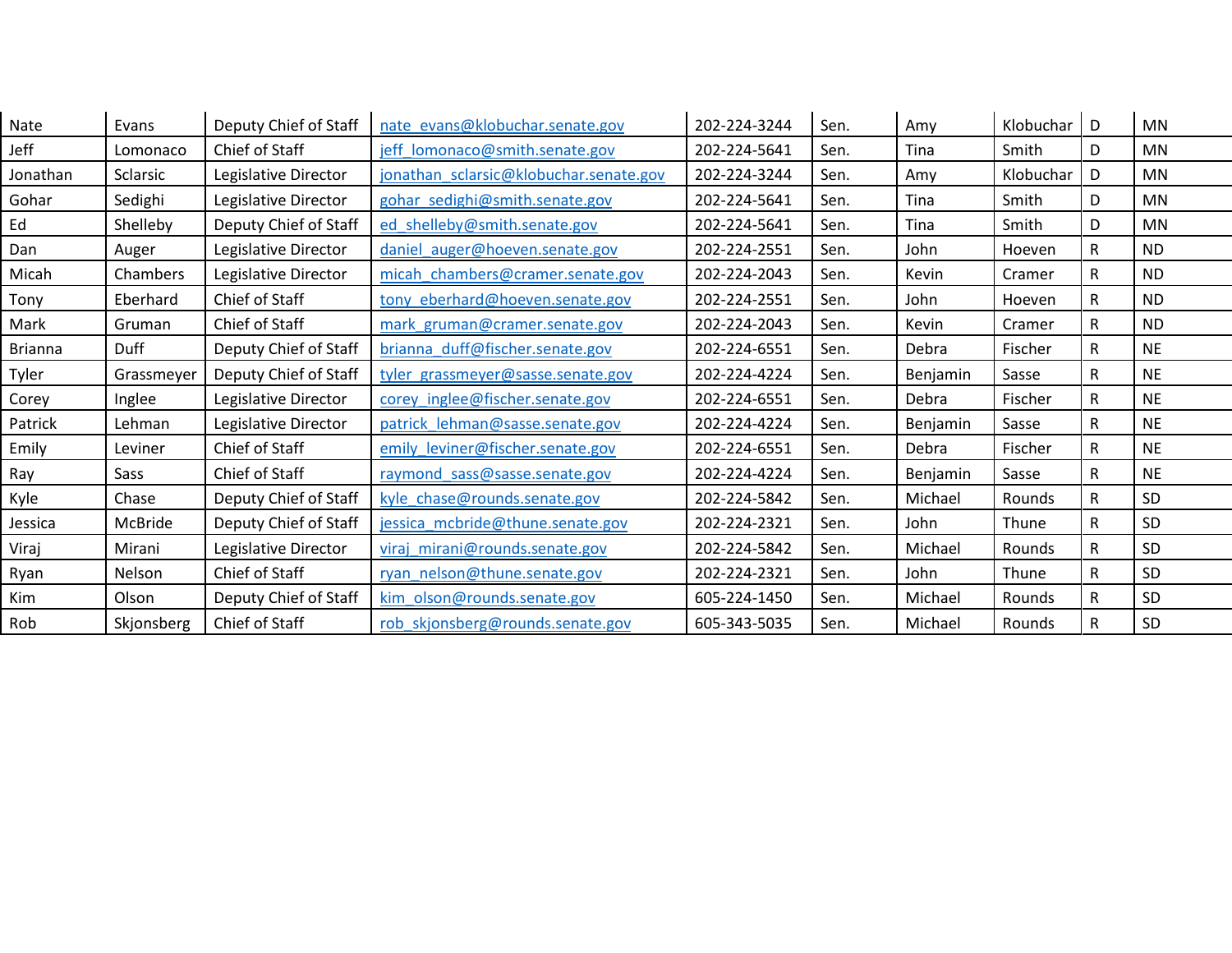| | | | | | | | | | |
|---|---|---|---|---|---|---|---|---|---|
| Nate | Evans | Deputy Chief of Staff | nate_evans@klobuchar.senate.gov | 202-224-3244 | Sen. | Amy | Klobuchar | D | MN |
| Jeff | Lomonaco | Chief of Staff | jeff_lomonaco@smith.senate.gov | 202-224-5641 | Sen. | Tina | Smith | D | MN |
| Jonathan | Sclarsic | Legislative Director | jonathan_sclarsic@klobuchar.senate.gov | 202-224-3244 | Sen. | Amy | Klobuchar | D | MN |
| Gohar | Sedighi | Legislative Director | gohar_sedighi@smith.senate.gov | 202-224-5641 | Sen. | Tina | Smith | D | MN |
| Ed | Shelleby | Deputy Chief of Staff | ed_shelleby@smith.senate.gov | 202-224-5641 | Sen. | Tina | Smith | D | MN |
| Dan | Auger | Legislative Director | daniel_auger@hoeven.senate.gov | 202-224-2551 | Sen. | John | Hoeven | R | ND |
| Micah | Chambers | Legislative Director | micah_chambers@cramer.senate.gov | 202-224-2043 | Sen. | Kevin | Cramer | R | ND |
| Tony | Eberhard | Chief of Staff | tony_eberhard@hoeven.senate.gov | 202-224-2551 | Sen. | John | Hoeven | R | ND |
| Mark | Gruman | Chief of Staff | mark_gruman@cramer.senate.gov | 202-224-2043 | Sen. | Kevin | Cramer | R | ND |
| Brianna | Duff | Deputy Chief of Staff | brianna_duff@fischer.senate.gov | 202-224-6551 | Sen. | Debra | Fischer | R | NE |
| Tyler | Grassmeyer | Deputy Chief of Staff | tyler_grassmeyer@sasse.senate.gov | 202-224-4224 | Sen. | Benjamin | Sasse | R | NE |
| Corey | Inglee | Legislative Director | corey_inglee@fischer.senate.gov | 202-224-6551 | Sen. | Debra | Fischer | R | NE |
| Patrick | Lehman | Legislative Director | patrick_lehman@sasse.senate.gov | 202-224-4224 | Sen. | Benjamin | Sasse | R | NE |
| Emily | Leviner | Chief of Staff | emily_leviner@fischer.senate.gov | 202-224-6551 | Sen. | Debra | Fischer | R | NE |
| Ray | Sass | Chief of Staff | raymond_sass@sasse.senate.gov | 202-224-4224 | Sen. | Benjamin | Sasse | R | NE |
| Kyle | Chase | Deputy Chief of Staff | kyle_chase@rounds.senate.gov | 202-224-5842 | Sen. | Michael | Rounds | R | SD |
| Jessica | McBride | Deputy Chief of Staff | jessica_mcbride@thune.senate.gov | 202-224-2321 | Sen. | John | Thune | R | SD |
| Viraj | Mirani | Legislative Director | viraj_mirani@rounds.senate.gov | 202-224-5842 | Sen. | Michael | Rounds | R | SD |
| Ryan | Nelson | Chief of Staff | ryan_nelson@thune.senate.gov | 202-224-2321 | Sen. | John | Thune | R | SD |
| Kim | Olson | Deputy Chief of Staff | kim_olson@rounds.senate.gov | 605-224-1450 | Sen. | Michael | Rounds | R | SD |
| Rob | Skjonsberg | Chief of Staff | rob_skjonsberg@rounds.senate.gov | 605-343-5035 | Sen. | Michael | Rounds | R | SD |